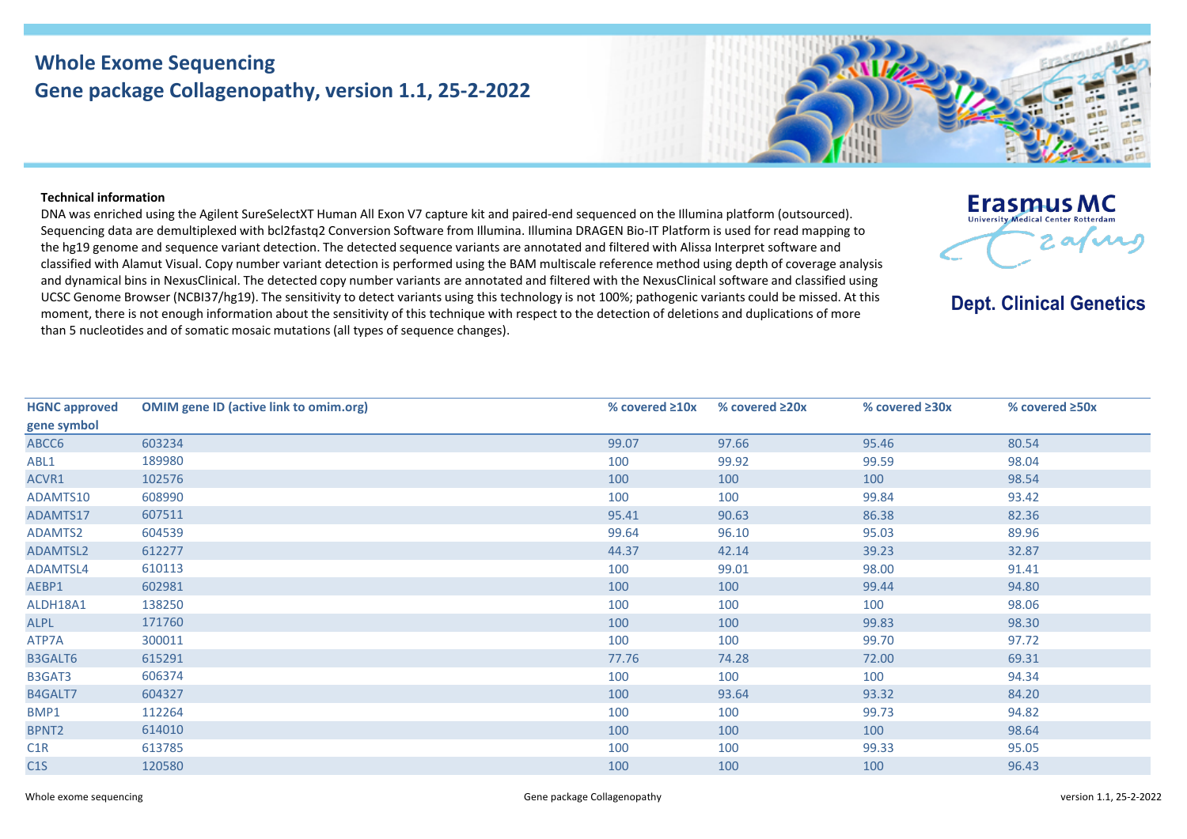# Whole Exome Sequencing
## Gene package Collagenopathy, version 1.1, 25-2-2022

Erasmus MC
Dept. Clinical Genetics

**Technical information**

DNA was enriched using the Agilent SureSelectXT Human All Exon V7 capture kit and paired-end sequenced on the Illumina platform (outsourced). Sequencing data are demultiplexed with bcl2fastq2 Conversion Software from Illumina. Illumina DRAGEN Bio-IT Platform is used for read mapping to the hg19 genome and sequence variant detection. The detected sequence variants are annotated and filtered with Alissa Interpret software and classified with Alamut Visual. Copy number variant detection is performed using the BAM multiscale reference method using depth of coverage analysis and dynamical bins in NexusClinical. The detected copy number variants are annotated and filtered with the NexusClinical software and classified using UCSC Genome Browser (NCBI37/hg19). The sensitivity to detect variants using this technology is not 100%; pathogenic variants could be missed. At this moment, there is not enough information about the sensitivity of this technique with respect to the detection of deletions and duplications of more than 5 nucleotides and of somatic mosaic mutations (all types of sequence changes).

| HGNC approved gene symbol | OMIM gene ID (active link to omim.org) | % covered ≥10x | % covered ≥20x | % covered ≥30x | % covered ≥50x |
|---|---|---|---|---|---|
| ABCC6 | 603234 | 99.07 | 97.66 | 95.46 | 80.54 |
| ABL1 | 189980 | 100 | 99.92 | 99.59 | 98.04 |
| ACVR1 | 102576 | 100 | 100 | 100 | 98.54 |
| ADAMTS10 | 608990 | 100 | 100 | 99.84 | 93.42 |
| ADAMTS17 | 607511 | 95.41 | 90.63 | 86.38 | 82.36 |
| ADAMTS2 | 604539 | 99.64 | 96.10 | 95.03 | 89.96 |
| ADAMTSL2 | 612277 | 44.37 | 42.14 | 39.23 | 32.87 |
| ADAMTSL4 | 610113 | 100 | 99.01 | 98.00 | 91.41 |
| AEBP1 | 602981 | 100 | 100 | 99.44 | 94.80 |
| ALDH18A1 | 138250 | 100 | 100 | 100 | 98.06 |
| ALPL | 171760 | 100 | 100 | 99.83 | 98.30 |
| ATP7A | 300011 | 100 | 100 | 99.70 | 97.72 |
| B3GALT6 | 615291 | 77.76 | 74.28 | 72.00 | 69.31 |
| B3GAT3 | 606374 | 100 | 100 | 100 | 94.34 |
| B4GALT7 | 604327 | 100 | 93.64 | 93.32 | 84.20 |
| BMP1 | 112264 | 100 | 100 | 99.73 | 94.82 |
| BPNT2 | 614010 | 100 | 100 | 100 | 98.64 |
| C1R | 613785 | 100 | 100 | 99.33 | 95.05 |
| C1S | 120580 | 100 | 100 | 100 | 96.43 |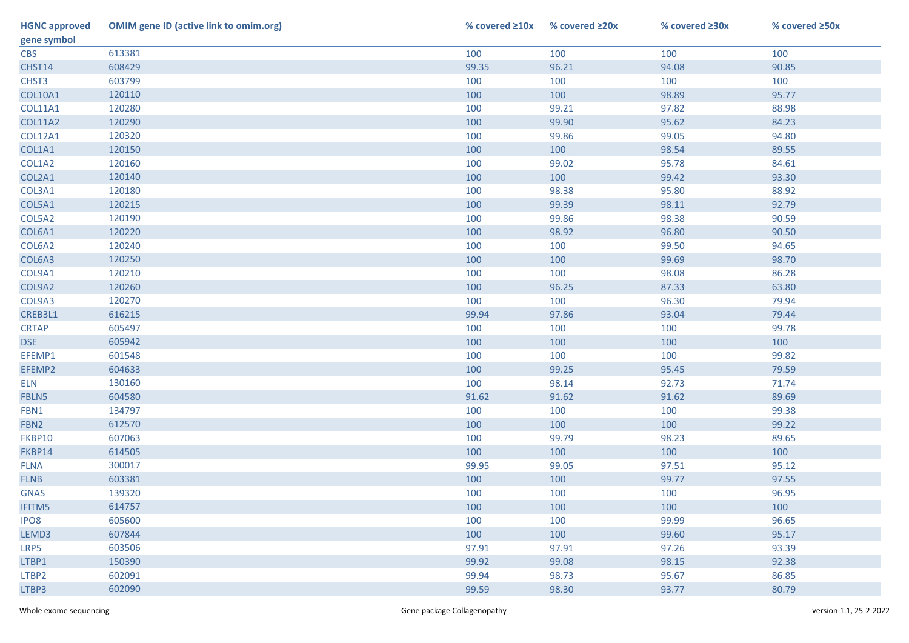| HGNC approved gene symbol | OMIM gene ID (active link to omim.org) | % covered ≥10x | % covered ≥20x | % covered ≥30x | % covered ≥50x |
|---|---|---|---|---|---|
| CBS | 613381 | 100 | 100 | 100 | 100 |
| CHST14 | 608429 | 99.35 | 96.21 | 94.08 | 90.85 |
| CHST3 | 603799 | 100 | 100 | 100 | 100 |
| COL10A1 | 120110 | 100 | 100 | 98.89 | 95.77 |
| COL11A1 | 120280 | 100 | 99.21 | 97.82 | 88.98 |
| COL11A2 | 120290 | 100 | 99.90 | 95.62 | 84.23 |
| COL12A1 | 120320 | 100 | 99.86 | 99.05 | 94.80 |
| COL1A1 | 120150 | 100 | 100 | 98.54 | 89.55 |
| COL1A2 | 120160 | 100 | 99.02 | 95.78 | 84.61 |
| COL2A1 | 120140 | 100 | 100 | 99.42 | 93.30 |
| COL3A1 | 120180 | 100 | 98.38 | 95.80 | 88.92 |
| COL5A1 | 120215 | 100 | 99.39 | 98.11 | 92.79 |
| COL5A2 | 120190 | 100 | 99.86 | 98.38 | 90.59 |
| COL6A1 | 120220 | 100 | 98.92 | 96.80 | 90.50 |
| COL6A2 | 120240 | 100 | 100 | 99.50 | 94.65 |
| COL6A3 | 120250 | 100 | 100 | 99.69 | 98.70 |
| COL9A1 | 120210 | 100 | 100 | 98.08 | 86.28 |
| COL9A2 | 120260 | 100 | 96.25 | 87.33 | 63.80 |
| COL9A3 | 120270 | 100 | 100 | 96.30 | 79.94 |
| CREB3L1 | 616215 | 99.94 | 97.86 | 93.04 | 79.44 |
| CRTAP | 605497 | 100 | 100 | 100 | 99.78 |
| DSE | 605942 | 100 | 100 | 100 | 100 |
| EFEMP1 | 601548 | 100 | 100 | 100 | 99.82 |
| EFEMP2 | 604633 | 100 | 99.25 | 95.45 | 79.59 |
| ELN | 130160 | 100 | 98.14 | 92.73 | 71.74 |
| FBLN5 | 604580 | 91.62 | 91.62 | 91.62 | 89.69 |
| FBN1 | 134797 | 100 | 100 | 100 | 99.38 |
| FBN2 | 612570 | 100 | 100 | 100 | 99.22 |
| FKBP10 | 607063 | 100 | 99.79 | 98.23 | 89.65 |
| FKBP14 | 614505 | 100 | 100 | 100 | 100 |
| FLNA | 300017 | 99.95 | 99.05 | 97.51 | 95.12 |
| FLNB | 603381 | 100 | 100 | 99.77 | 97.55 |
| GNAS | 139320 | 100 | 100 | 100 | 96.95 |
| IFITM5 | 614757 | 100 | 100 | 100 | 100 |
| IPO8 | 605600 | 100 | 100 | 99.99 | 96.65 |
| LEMD3 | 607844 | 100 | 100 | 99.60 | 95.17 |
| LRP5 | 603506 | 97.91 | 97.91 | 97.26 | 93.39 |
| LTBP1 | 150390 | 99.92 | 99.08 | 98.15 | 92.38 |
| LTBP2 | 602091 | 99.94 | 98.73 | 95.67 | 86.85 |
| LTBP3 | 602090 | 99.59 | 98.30 | 93.77 | 80.79 |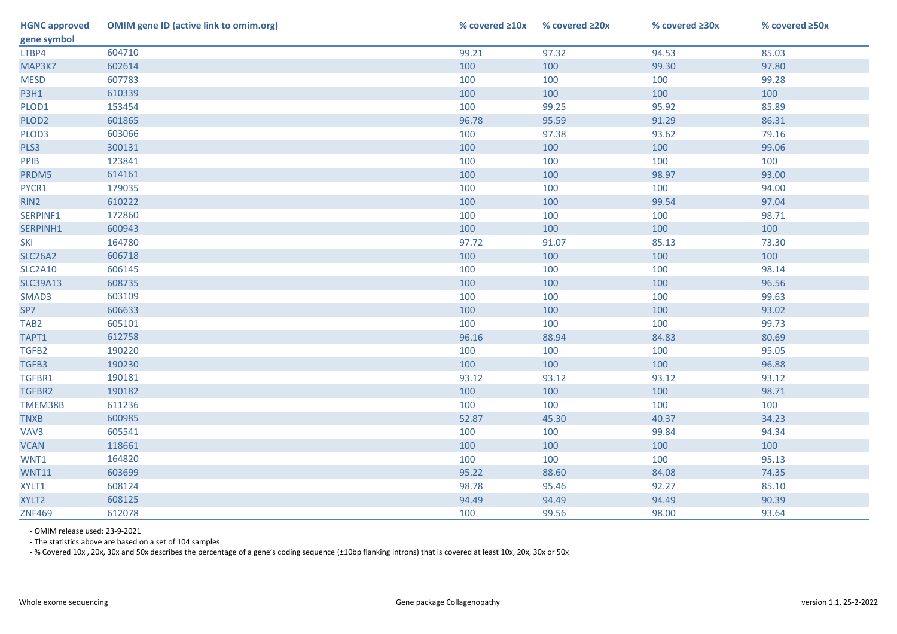| HGNC approved gene symbol | OMIM gene ID (active link to omim.org) | % covered ≥10x | % covered ≥20x | % covered ≥30x | % covered ≥50x |
|---|---|---|---|---|---|
| LTBP4 | 604710 | 99.21 | 97.32 | 94.53 | 85.03 |
| MAP3K7 | 602614 | 100 | 100 | 99.30 | 97.80 |
| MESD | 607783 | 100 | 100 | 100 | 99.28 |
| P3H1 | 610339 | 100 | 100 | 100 | 100 |
| PLOD1 | 153454 | 100 | 99.25 | 95.92 | 85.89 |
| PLOD2 | 601865 | 96.78 | 95.59 | 91.29 | 86.31 |
| PLOD3 | 603066 | 100 | 97.38 | 93.62 | 79.16 |
| PLS3 | 300131 | 100 | 100 | 100 | 99.06 |
| PPIB | 123841 | 100 | 100 | 100 | 100 |
| PRDM5 | 614161 | 100 | 100 | 98.97 | 93.00 |
| PYCR1 | 179035 | 100 | 100 | 100 | 94.00 |
| RIN2 | 610222 | 100 | 100 | 99.54 | 97.04 |
| SERPINF1 | 172860 | 100 | 100 | 100 | 98.71 |
| SERPINH1 | 600943 | 100 | 100 | 100 | 100 |
| SKI | 164780 | 97.72 | 91.07 | 85.13 | 73.30 |
| SLC26A2 | 606718 | 100 | 100 | 100 | 100 |
| SLC2A10 | 606145 | 100 | 100 | 100 | 98.14 |
| SLC39A13 | 608735 | 100 | 100 | 100 | 96.56 |
| SMAD3 | 603109 | 100 | 100 | 100 | 99.63 |
| SP7 | 606633 | 100 | 100 | 100 | 93.02 |
| TAB2 | 605101 | 100 | 100 | 100 | 99.73 |
| TAPT1 | 612758 | 96.16 | 88.94 | 84.83 | 80.69 |
| TGFB2 | 190220 | 100 | 100 | 100 | 95.05 |
| TGFB3 | 190230 | 100 | 100 | 100 | 96.88 |
| TGFBR1 | 190181 | 93.12 | 93.12 | 93.12 | 93.12 |
| TGFBR2 | 190182 | 100 | 100 | 100 | 98.71 |
| TMEM38B | 611236 | 100 | 100 | 100 | 100 |
| TNXB | 600985 | 52.87 | 45.30 | 40.37 | 34.23 |
| VAV3 | 605541 | 100 | 100 | 99.84 | 94.34 |
| VCAN | 118661 | 100 | 100 | 100 | 100 |
| WNT1 | 164820 | 100 | 100 | 100 | 95.13 |
| WNT11 | 603699 | 95.22 | 88.60 | 84.08 | 74.35 |
| XYLT1 | 608124 | 98.78 | 95.46 | 92.27 | 85.10 |
| XYLT2 | 608125 | 94.49 | 94.49 | 94.49 | 90.39 |
| ZNF469 | 612078 | 100 | 99.56 | 98.00 | 93.64 |

- OMIM release used: 23-9-2021
- The statistics above are based on a set of 104 samples
- % Covered 10x , 20x, 30x and 50x describes the percentage of a gene's coding sequence (±10bp flanking introns) that is covered at least 10x, 20x, 30x or 50x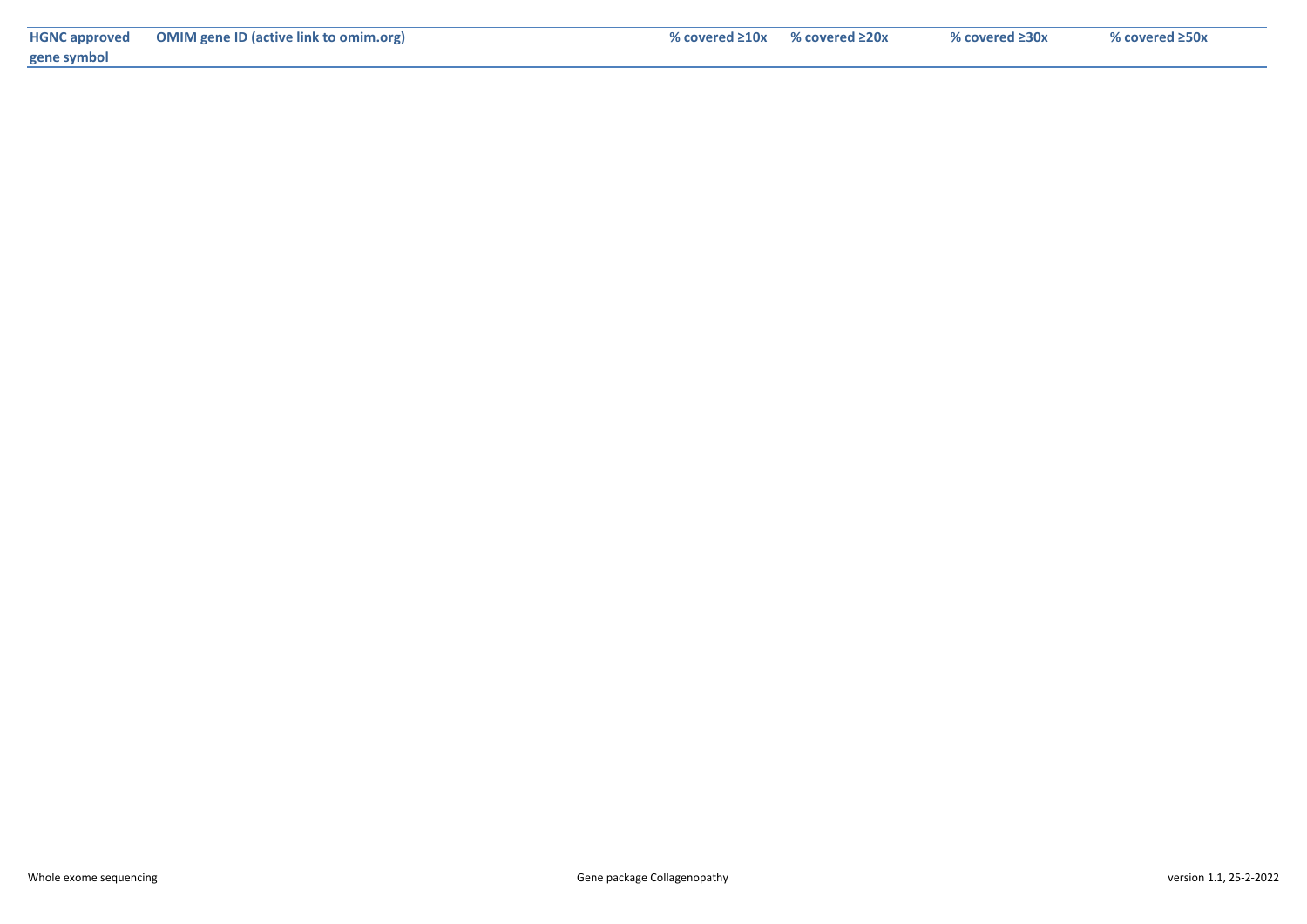| HGNC approved gene symbol | OMIM gene ID (active link to omim.org) | % covered ≥10x | % covered ≥20x | % covered ≥30x | % covered ≥50x |
|---|---|---|---|---|---|